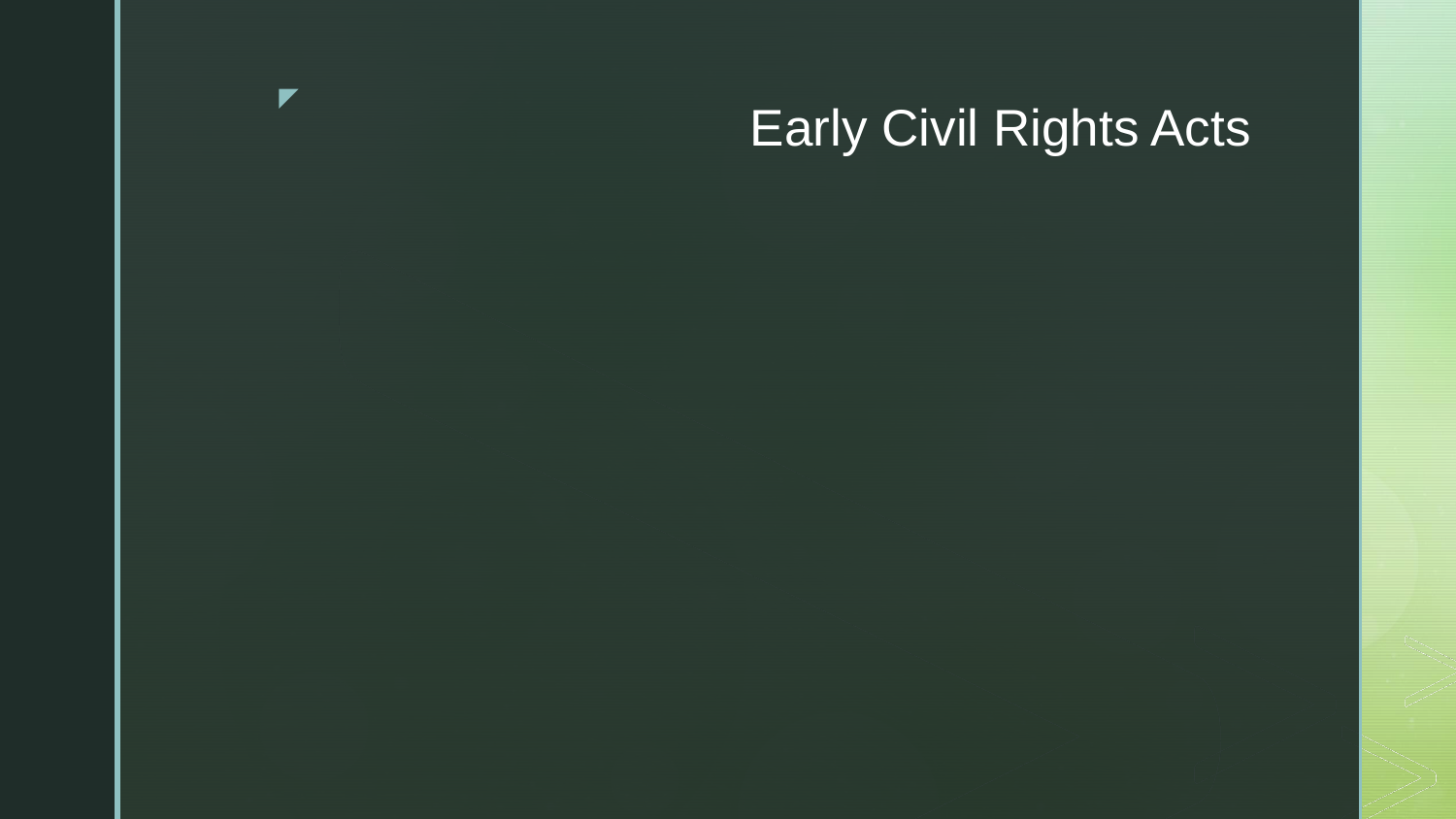# Early Civil Rights Acts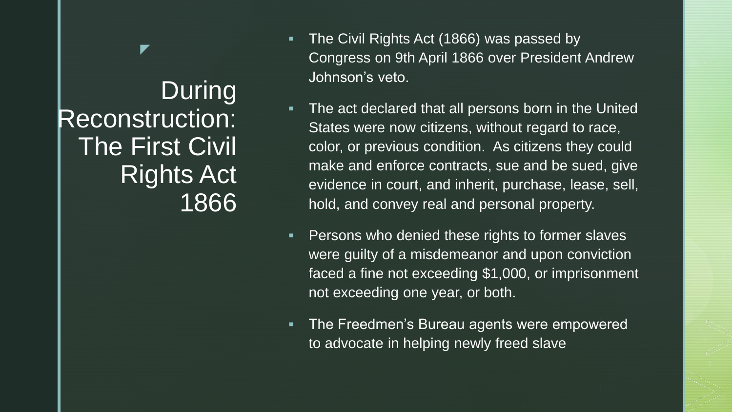# During Reconstruction: The First Civil Rights Act 1866

- The Civil Rights Act (1866) was passed by Congress on 9th April 1866 over President Andrew Johnson's veto.
- The act declared that all persons born in the United States were now citizens, without regard to race, color, or previous condition. As citizens they could make and enforce contracts, sue and be sued, give evidence in court, and inherit, purchase, lease, sell, hold, and convey real and personal property.
- Persons who denied these rights to former slaves were guilty of a misdemeanor and upon conviction faced a fine not exceeding $1,000, or imprisonment not exceeding one year, or both.
- The Freedmen's Bureau agents were empowered to advocate in helping newly freed slave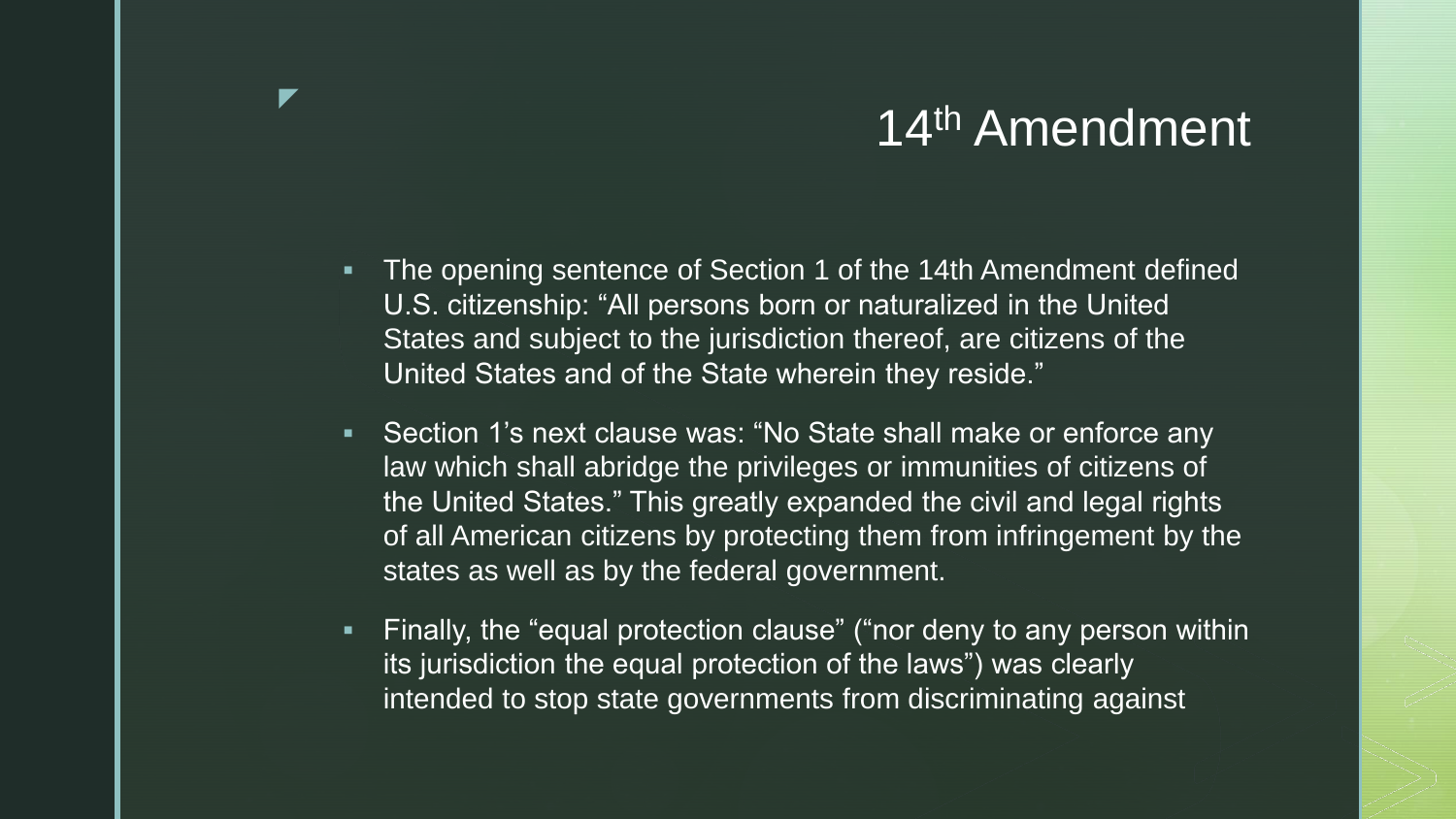# $14^{th}$ Amendment

- The opening sentence of Section 1 of the 14th Amendment defined U.S. citizenship: “All persons born or naturalized in the United States and subject to the jurisdiction thereof, are citizens of the United States and of the State wherein they reside.”
- Section 1’s next clause was: “No State shall make or enforce any law which shall abridge the privileges or immunities of citizens of the United States.” This greatly expanded the civil and legal rights of all American citizens by protecting them from infringement by the states as well as by the federal government.
- Finally, the “equal protection clause” (“nor deny to any person within its jurisdiction the equal protection of the laws”) was clearly intended to stop state governments from discriminating against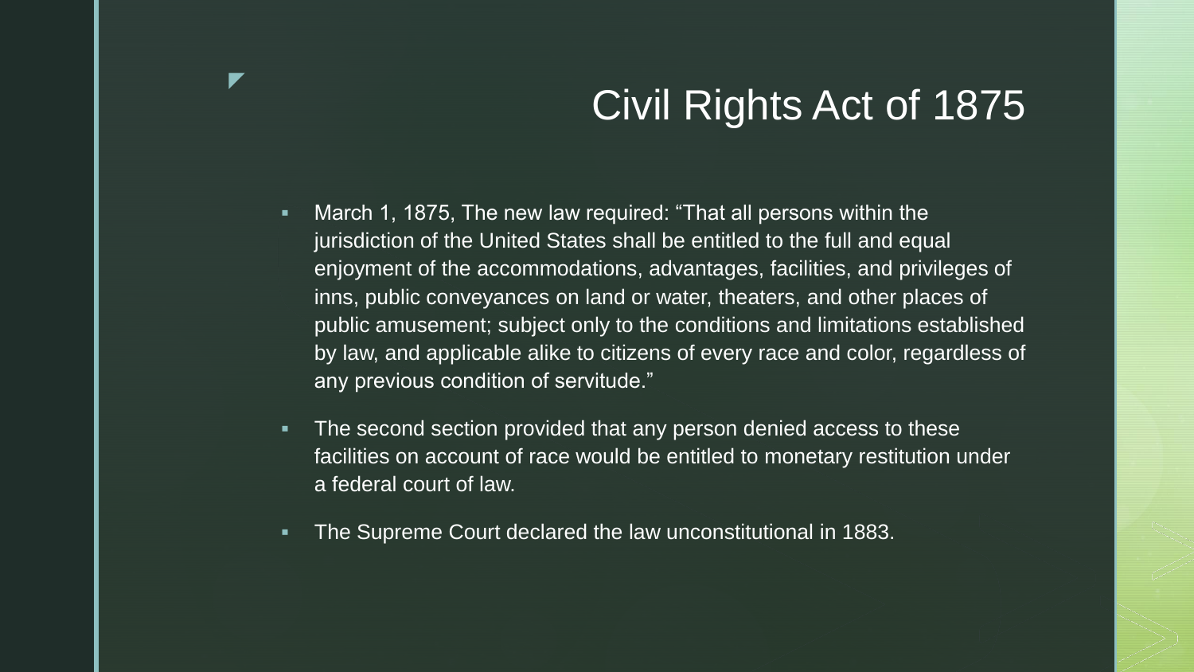# Civil Rights Act of 1875

- March 1, 1875, The new law required: “That all persons within the jurisdiction of the United States shall be entitled to the full and equal enjoyment of the accommodations, advantages, facilities, and privileges of inns, public conveyances on land or water, theaters, and other places of public amusement; subject only to the conditions and limitations established by law, and applicable alike to citizens of every race and color, regardless of any previous condition of servitude.”
- The second section provided that any person denied access to these facilities on account of race would be entitled to monetary restitution under a federal court of law.
- The Supreme Court declared the law unconstitutional in 1883.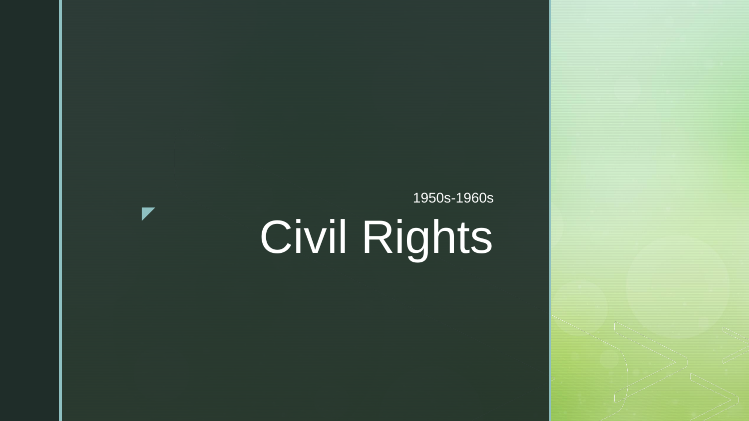1950s-1960s

# Civil Rights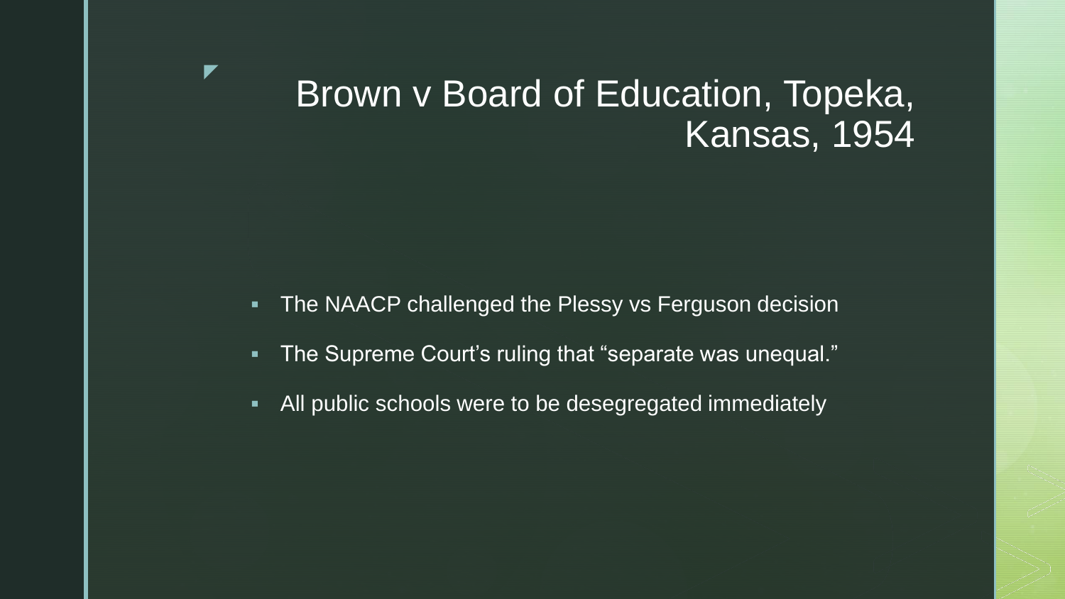# Brown v Board of Education, Topeka, Kansas, 1954

- The NAACP challenged the Plessy vs Ferguson decision
- The Supreme Court's ruling that "separate was unequal."
- All public schools were to be desegregated immediately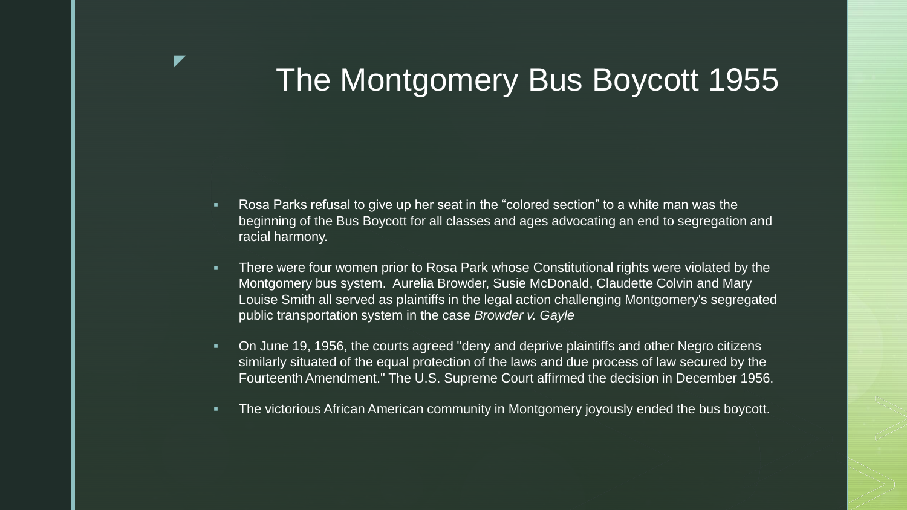# The Montgomery Bus Boycott 1955

- Rosa Parks refusal to give up her seat in the “colored section” to a white man was the beginning of the Bus Boycott for all classes and ages advocating an end to segregation and racial harmony.
- There were four women prior to Rosa Park whose Constitutional rights were violated by the Montgomery bus system. Aurelia Browder, Susie McDonald, Claudette Colvin and Mary Louise Smith all served as plaintiffs in the legal action challenging Montgomery's segregated public transportation system in the case *Browder v. Gayle*
- On June 19, 1956, the courts agreed "deny and deprive plaintiffs and other Negro citizens similarly situated of the equal protection of the laws and due process of law secured by the Fourteenth Amendment." The U.S. Supreme Court affirmed the decision in December 1956.
- The victorious African American community in Montgomery joyously ended the bus boycott.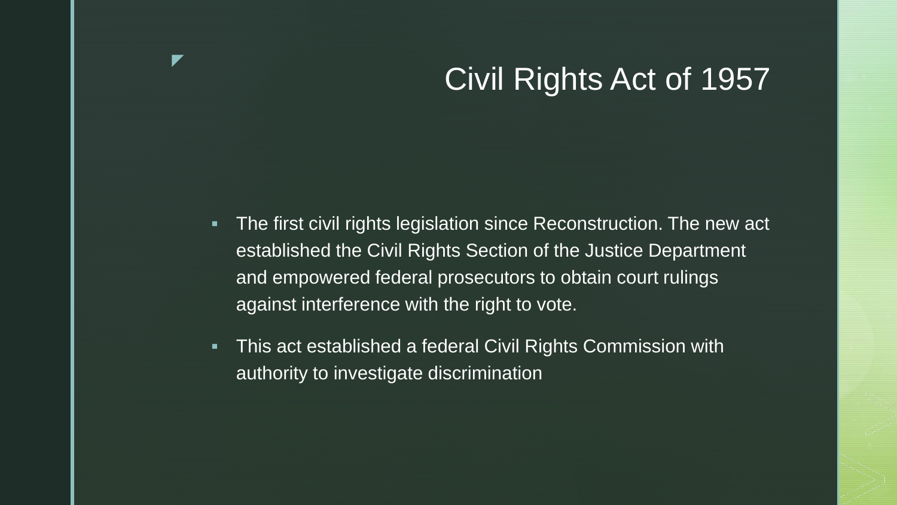# Civil Rights Act of 1957

- The first civil rights legislation since Reconstruction. The new act established the Civil Rights Section of the Justice Department and empowered federal prosecutors to obtain court rulings against interference with the right to vote.
- This act established a federal Civil Rights Commission with authority to investigate discrimination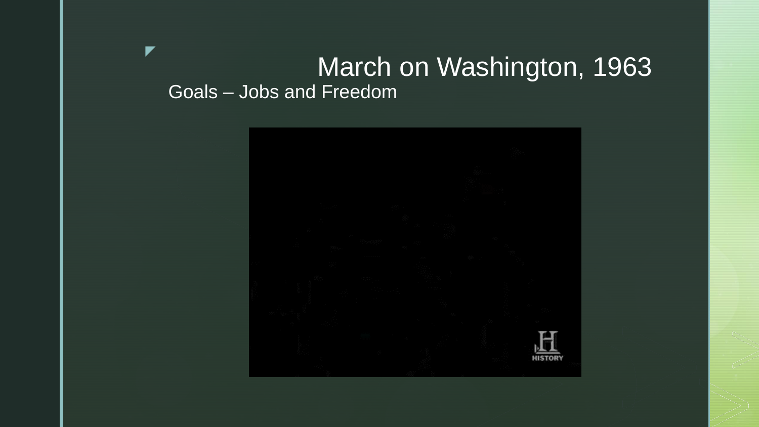# March on Washington, 1963

Goals – Jobs and Freedom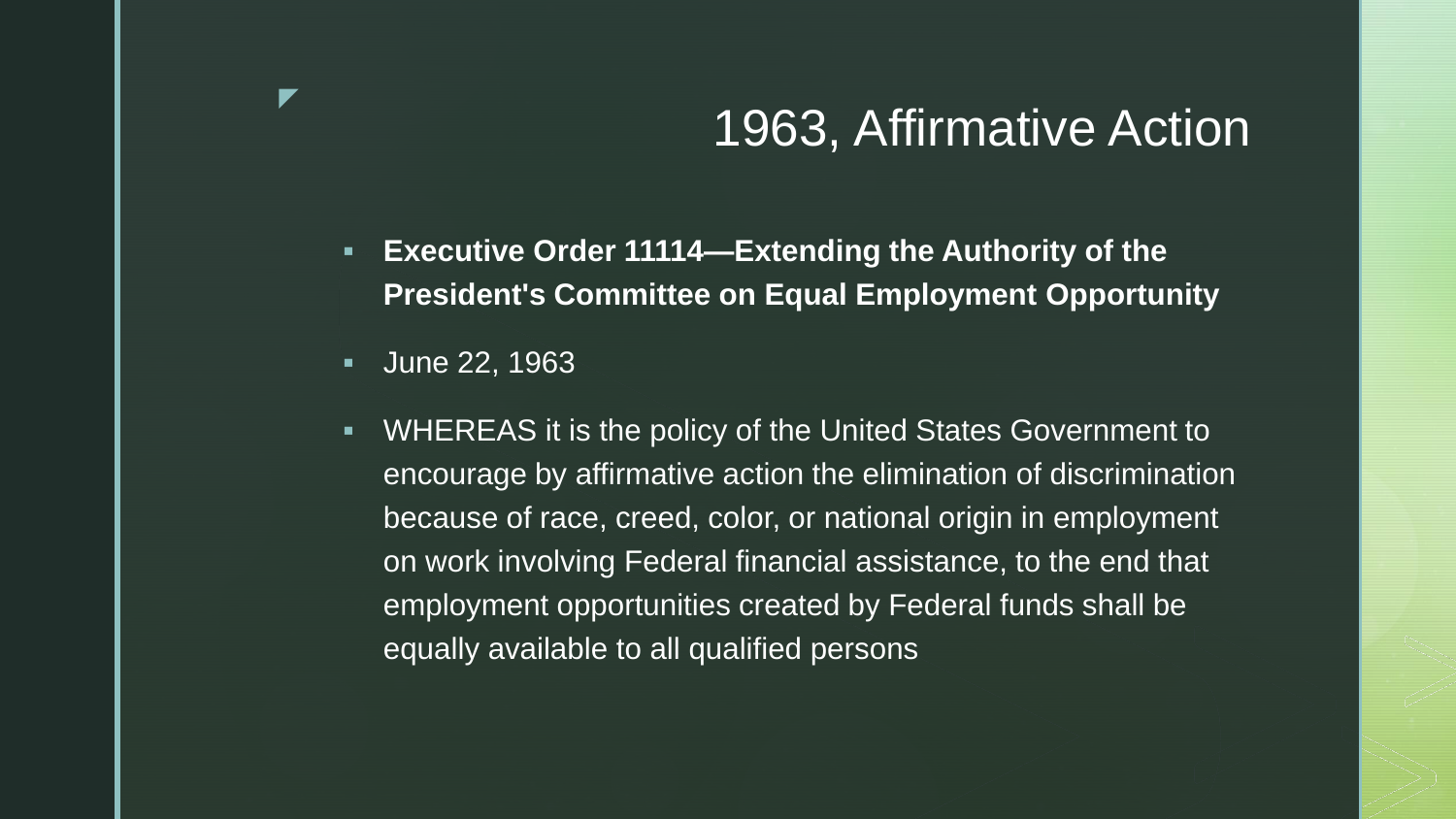# 1963, Affirmative Action

- **Executive Order 11114—Extending the Authority of the President's Committee on Equal Employment Opportunity**
- June 22, 1963
- WHEREAS it is the policy of the United States Government to encourage by affirmative action the elimination of discrimination because of race, creed, color, or national origin in employment on work involving Federal financial assistance, to the end that employment opportunities created by Federal funds shall be equally available to all qualified persons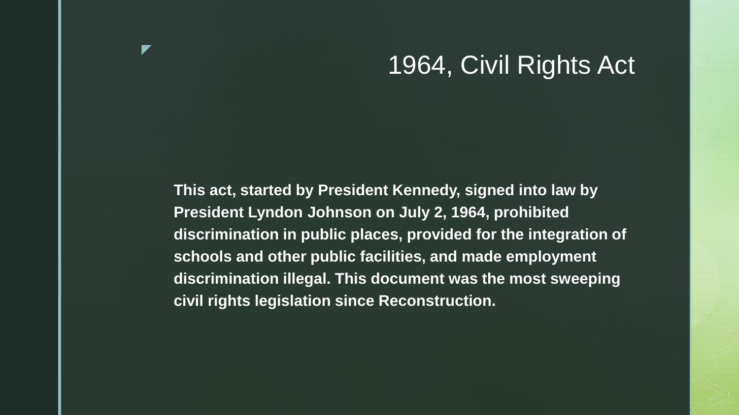# 1964, Civil Rights Act

**This act, started by President Kennedy, signed into law by President Lyndon Johnson on July 2, 1964, prohibited discrimination in public places, provided for the integration of schools and other public facilities, and made employment discrimination illegal. This document was the most sweeping civil rights legislation since Reconstruction.**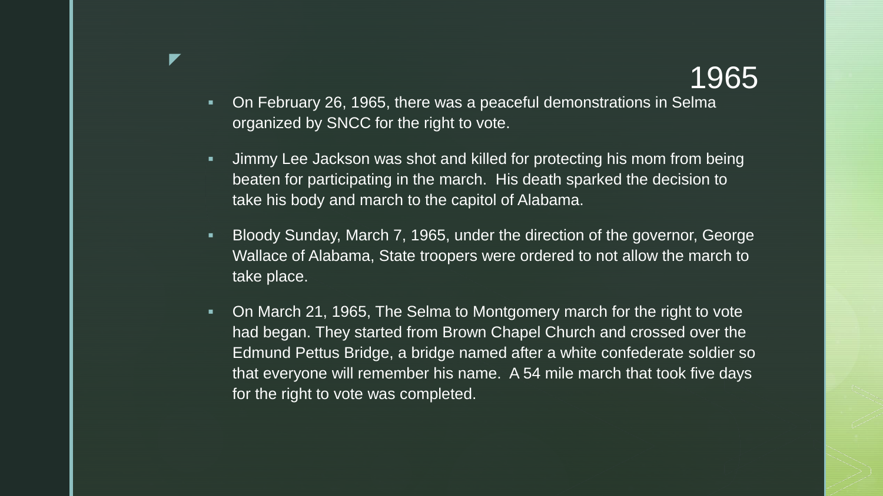# 1965

- On February 26, 1965, there was a peaceful demonstrations in Selma organized by SNCC for the right to vote.
- Jimmy Lee Jackson was shot and killed for protecting his mom from being beaten for participating in the march. His death sparked the decision to take his body and march to the capitol of Alabama.
- Bloody Sunday, March 7, 1965, under the direction of the governor, George Wallace of Alabama, State troopers were ordered to not allow the march to take place.
- On March 21, 1965, The Selma to Montgomery march for the right to vote had began. They started from Brown Chapel Church and crossed over the Edmund Pettus Bridge, a bridge named after a white confederate soldier so that everyone will remember his name. A 54 mile march that took five days for the right to vote was completed.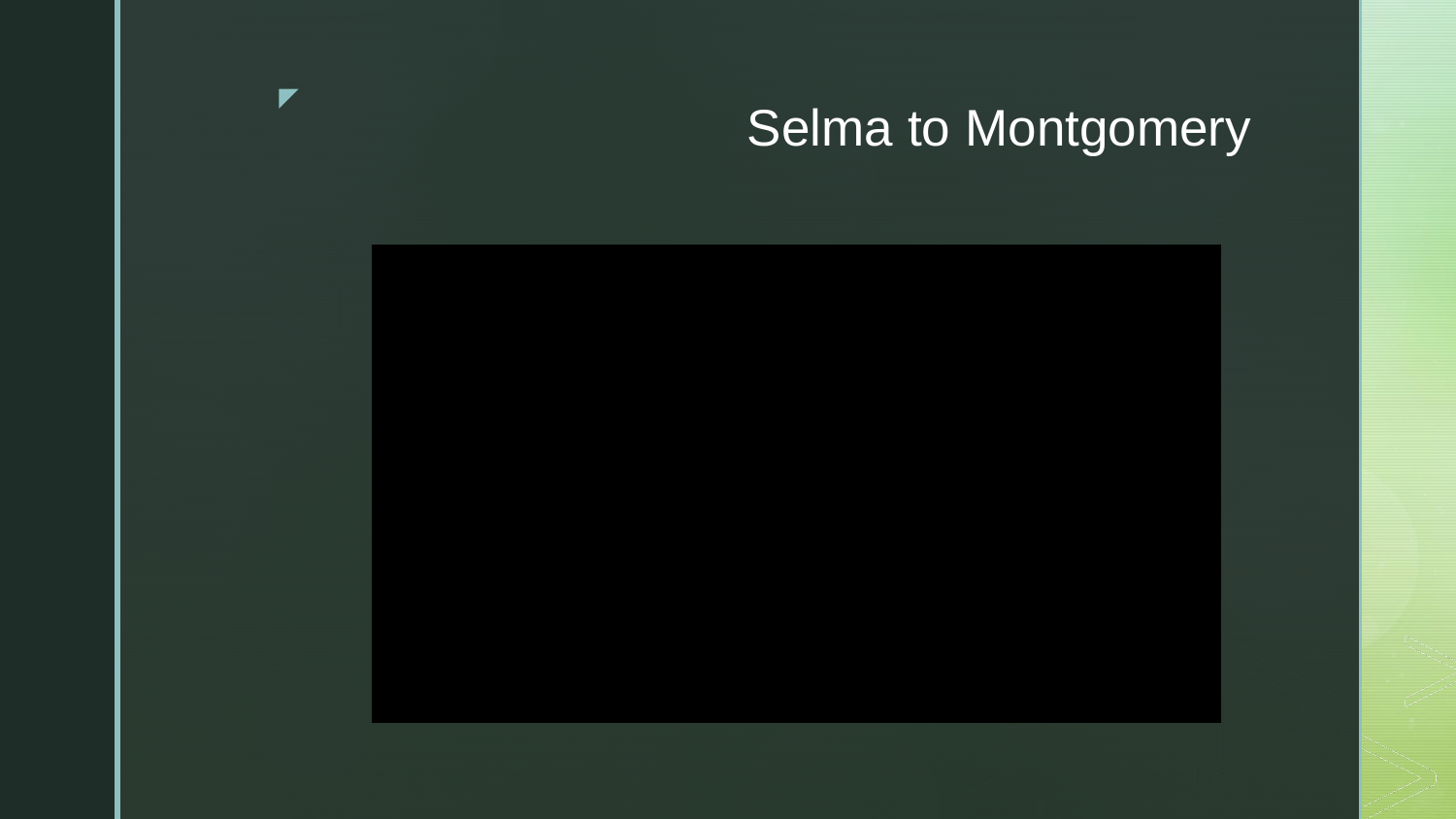# Selma to Montgomery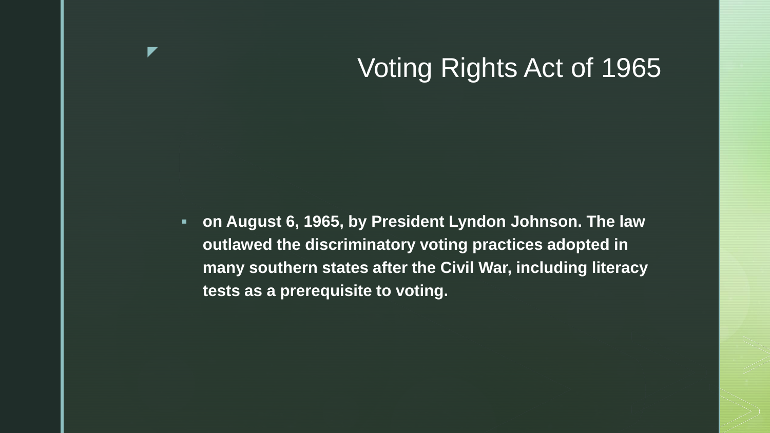# Voting Rights Act of 1965

- **on August 6, 1965, by President Lyndon Johnson. The law outlawed the discriminatory voting practices adopted in many southern states after the Civil War, including literacy tests as a prerequisite to voting.**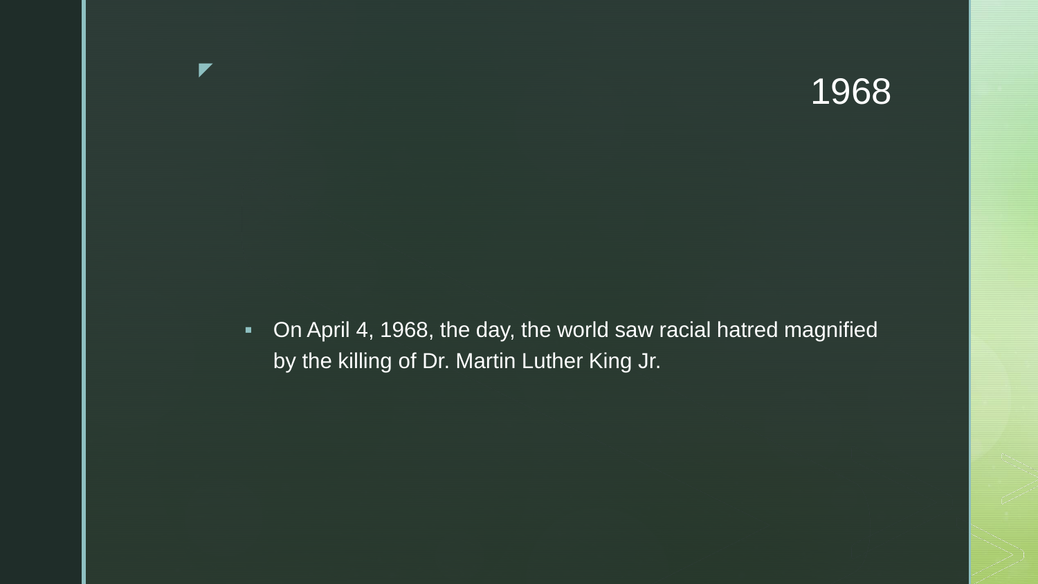# 1968

- On April 4, 1968, the day, the world saw racial hatred magnified by the killing of Dr. Martin Luther King Jr.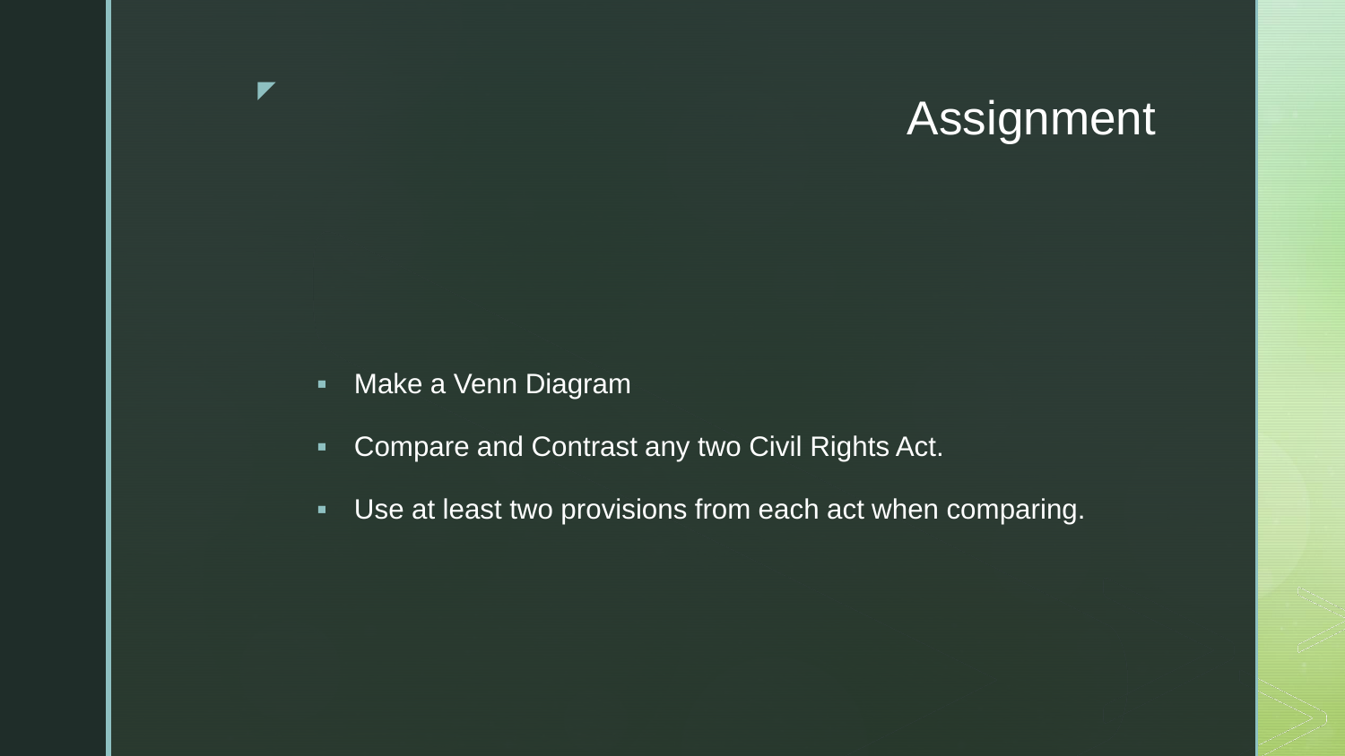# Assignment

- Make a Venn Diagram
- Compare and Contrast any two Civil Rights Act.
- Use at least two provisions from each act when comparing.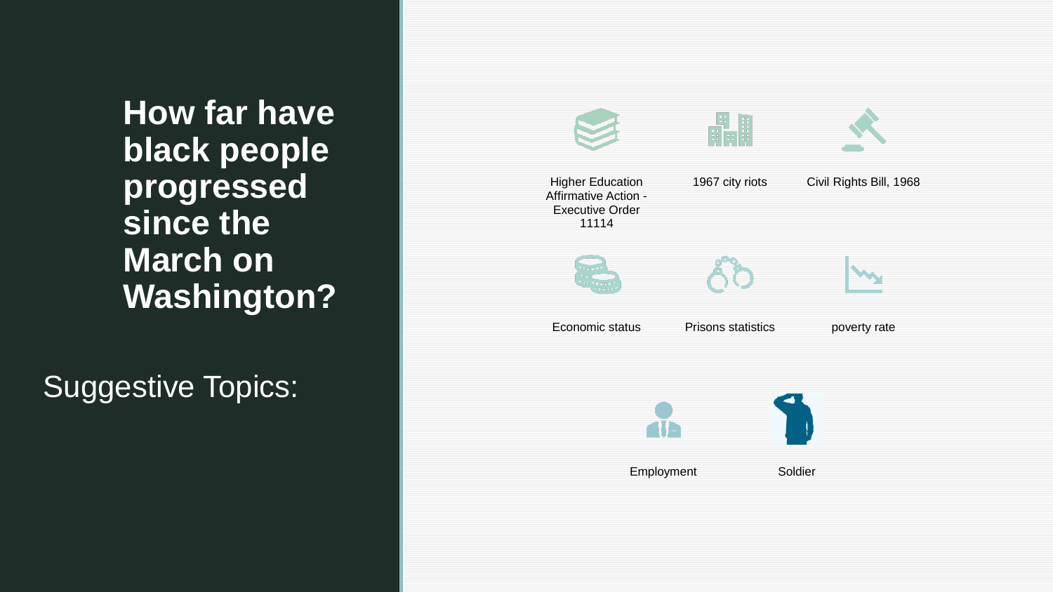# How far have black people progressed since the March on Washington?

Suggestive Topics:

- Higher Education Affirmative Action - Executive Order 11114
- 1967 city riots
- Civil Rights Bill, 1968
- Economic status
- Prisons statistics
- poverty rate
- Employment
- Soldier